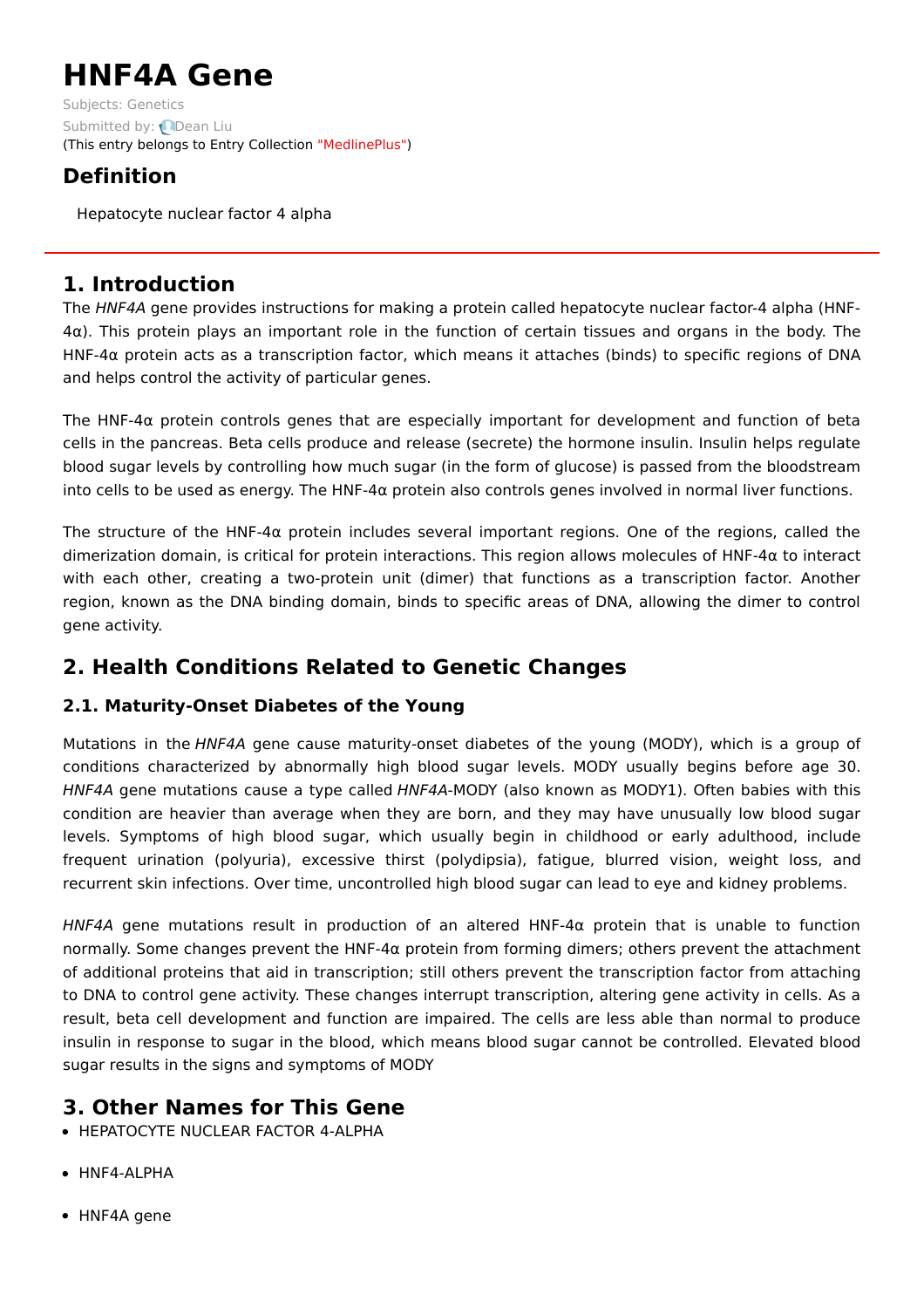# HNF4A Gene

Subjects: Genetics

Submitted by: Dean Liu

(This entry belongs to Entry Collection "MedlinePlus")

## Definition

Hepatocyte nuclear factor 4 alpha

## 1. Introduction

The *HNF4A* gene provides instructions for making a protein called hepatocyte nuclear factor-4 alpha (HNF-4α). This protein plays an important role in the function of certain tissues and organs in the body. The HNF-4α protein acts as a transcription factor, which means it attaches (binds) to specific regions of DNA and helps control the activity of particular genes.

The HNF-4α protein controls genes that are especially important for development and function of beta cells in the pancreas. Beta cells produce and release (secrete) the hormone insulin. Insulin helps regulate blood sugar levels by controlling how much sugar (in the form of glucose) is passed from the bloodstream into cells to be used as energy. The HNF-4α protein also controls genes involved in normal liver functions.

The structure of the HNF-4α protein includes several important regions. One of the regions, called the dimerization domain, is critical for protein interactions. This region allows molecules of HNF-4α to interact with each other, creating a two-protein unit (dimer) that functions as a transcription factor. Another region, known as the DNA binding domain, binds to specific areas of DNA, allowing the dimer to control gene activity.

## 2. Health Conditions Related to Genetic Changes

### 2.1. Maturity-Onset Diabetes of the Young

Mutations in the *HNF4A* gene cause maturity-onset diabetes of the young (MODY), which is a group of conditions characterized by abnormally high blood sugar levels. MODY usually begins before age 30. *HNF4A* gene mutations cause a type called *HNF4A*-MODY (also known as MODY1). Often babies with this condition are heavier than average when they are born, and they may have unusually low blood sugar levels. Symptoms of high blood sugar, which usually begin in childhood or early adulthood, include frequent urination (polyuria), excessive thirst (polydipsia), fatigue, blurred vision, weight loss, and recurrent skin infections. Over time, uncontrolled high blood sugar can lead to eye and kidney problems.

*HNF4A* gene mutations result in production of an altered HNF-4α protein that is unable to function normally. Some changes prevent the HNF-4α protein from forming dimers; others prevent the attachment of additional proteins that aid in transcription; still others prevent the transcription factor from attaching to DNA to control gene activity. These changes interrupt transcription, altering gene activity in cells. As a result, beta cell development and function are impaired. The cells are less able than normal to produce insulin in response to sugar in the blood, which means blood sugar cannot be controlled. Elevated blood sugar results in the signs and symptoms of MODY

## 3. Other Names for This Gene

- HEPATOCYTE NUCLEAR FACTOR 4-ALPHA
- HNF4-ALPHA
- HNF4A gene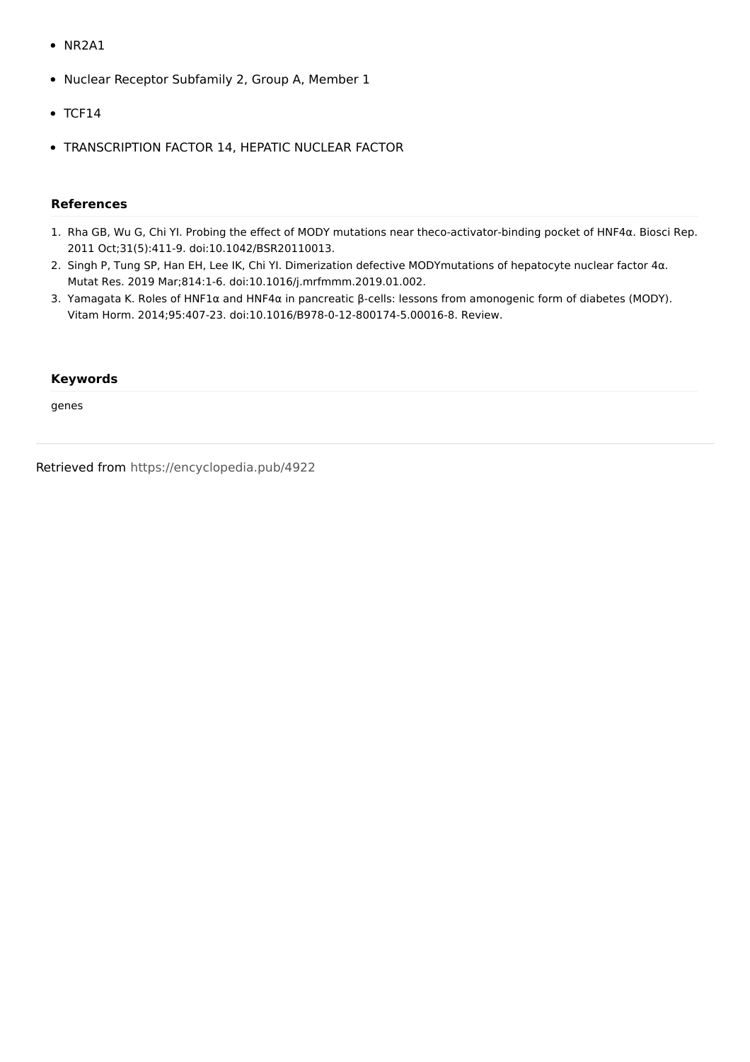- NR2A1
- Nuclear Receptor Subfamily 2, Group A, Member 1
- TCF14
- TRANSCRIPTION FACTOR 14, HEPATIC NUCLEAR FACTOR

### References

1. Rha GB, Wu G, Chi YI. Probing the effect of MODY mutations near theco-activator-binding pocket of HNF4α. Biosci Rep. 2011 Oct;31(5):411-9. doi:10.1042/BSR20110013.
2. Singh P, Tung SP, Han EH, Lee IK, Chi YI. Dimerization defective MODYmutations of hepatocyte nuclear factor 4α. Mutat Res. 2019 Mar;814:1-6. doi:10.1016/j.mrfmmm.2019.01.002.
3. Yamagata K. Roles of HNF1α and HNF4α in pancreatic β-cells: lessons from amonogenic form of diabetes (MODY). Vitam Horm. 2014;95:407-23. doi:10.1016/B978-0-12-800174-5.00016-8. Review.

### Keywords

genes

Retrieved from https://encyclopedia.pub/4922